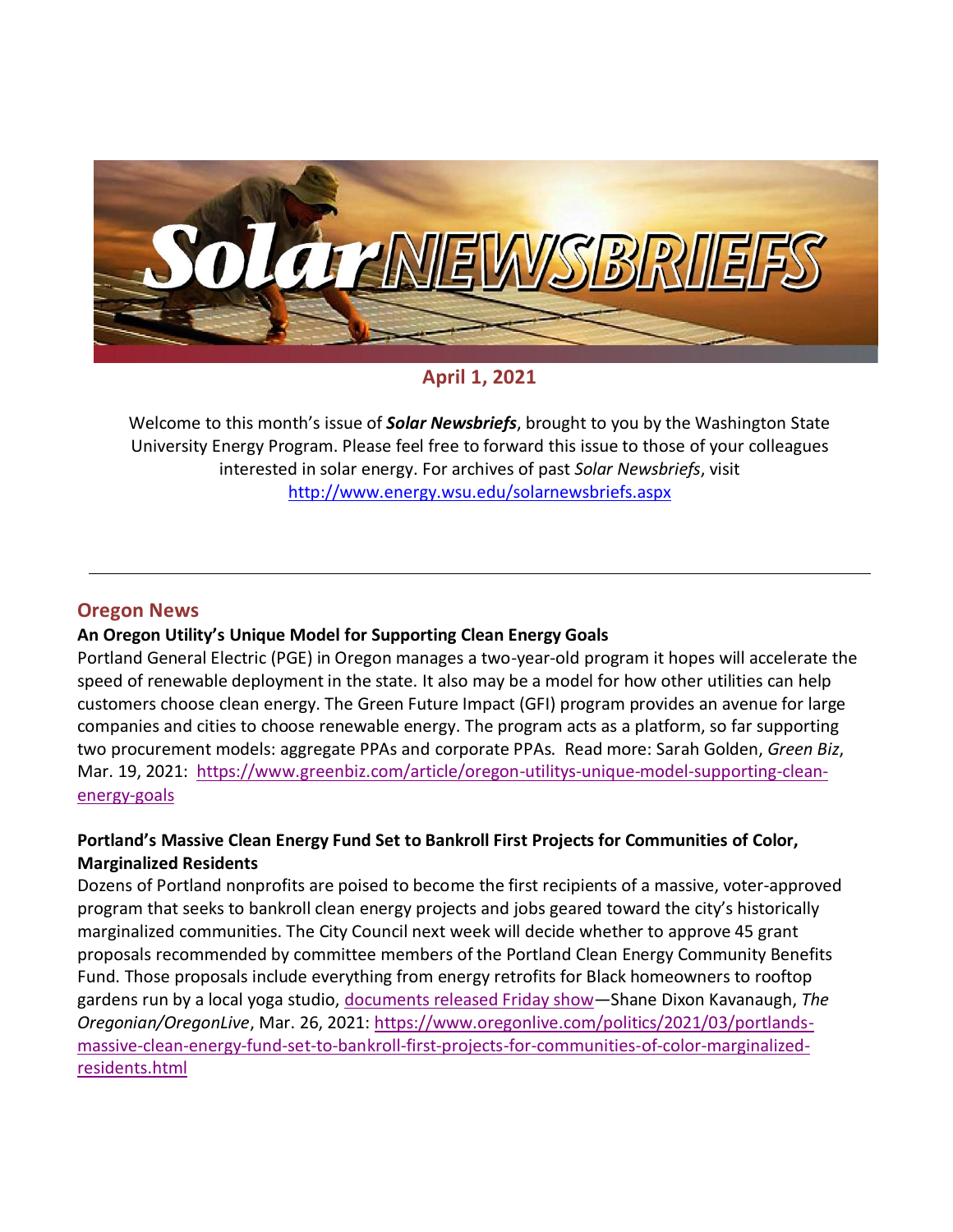# Solar NEWSBRIEFS

**April 1, 2021**

Welcome to this month's issue of ***Solar Newsbriefs***, brought to you by the Washington State University Energy Program. Please feel free to forward this issue to those of your colleagues interested in solar energy. For archives of past *Solar Newsbriefs*, visit http://www.energy.wsu.edu/solarnewsbriefs.aspx

---

## Oregon News

### An Oregon Utility's Unique Model for Supporting Clean Energy Goals

Portland General Electric (PGE) in Oregon manages a two-year-old program it hopes will accelerate the speed of renewable deployment in the state. It also may be a model for how other utilities can help customers choose clean energy. The Green Future Impact (GFI) program provides an avenue for large companies and cities to choose renewable energy. The program acts as a platform, so far supporting two procurement models: aggregate PPAs and corporate PPAs. Read more: Sarah Golden, *Green Biz*, Mar. 19, 2021: https://www.greenbiz.com/article/oregon-utilitys-unique-model-supporting-clean-energy-goals

### Portland's Massive Clean Energy Fund Set to Bankroll First Projects for Communities of Color, Marginalized Residents

Dozens of Portland nonprofits are poised to become the first recipients of a massive, voter-approved program that seeks to bankroll clean energy projects and jobs geared toward the city's historically marginalized communities. The City Council next week will decide whether to approve 45 grant proposals recommended by committee members of the Portland Clean Energy Community Benefits Fund. Those proposals include everything from energy retrofits for Black homeowners to rooftop gardens run by a local yoga studio, documents released Friday show—Shane Dixon Kavanaugh, *The Oregonian/OregonLive*, Mar. 26, 2021: https://www.oregonlive.com/politics/2021/03/portlands-massive-clean-energy-fund-set-to-bankroll-first-projects-for-communities-of-color-marginalized-residents.html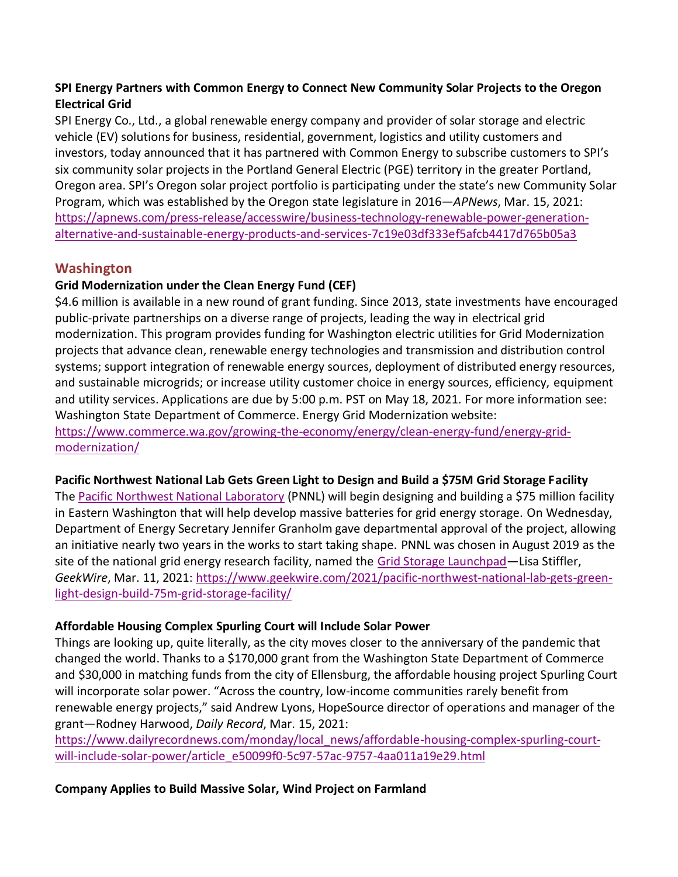**SPI Energy Partners with Common Energy to Connect New Community Solar Projects to the Oregon Electrical Grid**

SPI Energy Co., Ltd., a global renewable energy company and provider of solar storage and electric vehicle (EV) solutions for business, residential, government, logistics and utility customers and investors, today announced that it has partnered with Common Energy to subscribe customers to SPI's six community solar projects in the Portland General Electric (PGE) territory in the greater Portland, Oregon area. SPI's Oregon solar project portfolio is participating under the state's new Community Solar Program, which was established by the Oregon state legislature in 2016—*APNews*, Mar. 15, 2021: https://apnews.com/press-release/accesswire/business-technology-renewable-power-generation-alternative-and-sustainable-energy-products-and-services-7c19e03df333ef5afcb4417d765b05a3

## Washington

**Grid Modernization under the Clean Energy Fund (CEF)**

$4.6 million is available in a new round of grant funding. Since 2013, state investments have encouraged public-private partnerships on a diverse range of projects, leading the way in electrical grid modernization. This program provides funding for Washington electric utilities for Grid Modernization projects that advance clean, renewable energy technologies and transmission and distribution control systems; support integration of renewable energy sources, deployment of distributed energy resources, and sustainable microgrids; or increase utility customer choice in energy sources, efficiency, equipment and utility services. Applications are due by 5:00 p.m. PST on May 18, 2021. For more information see: Washington State Department of Commerce. Energy Grid Modernization website: https://www.commerce.wa.gov/growing-the-economy/energy/clean-energy-fund/energy-grid-modernization/

**Pacific Northwest National Lab Gets Green Light to Design and Build a $75M Grid Storage Facility**

The Pacific Northwest National Laboratory (PNNL) will begin designing and building a $75 million facility in Eastern Washington that will help develop massive batteries for grid energy storage. On Wednesday, Department of Energy Secretary Jennifer Granholm gave departmental approval of the project, allowing an initiative nearly two years in the works to start taking shape. PNNL was chosen in August 2019 as the site of the national grid energy research facility, named the Grid Storage Launchpad—Lisa Stiffler, *GeekWire*, Mar. 11, 2021: https://www.geekwire.com/2021/pacific-northwest-national-lab-gets-green-light-design-build-75m-grid-storage-facility/

**Affordable Housing Complex Spurling Court will Include Solar Power**

Things are looking up, quite literally, as the city moves closer to the anniversary of the pandemic that changed the world. Thanks to a $170,000 grant from the Washington State Department of Commerce and $30,000 in matching funds from the city of Ellensburg, the affordable housing project Spurling Court will incorporate solar power. "Across the country, low-income communities rarely benefit from renewable energy projects," said Andrew Lyons, HopeSource director of operations and manager of the grant—Rodney Harwood, *Daily Record*, Mar. 15, 2021: https://www.dailyrecordnews.com/monday/local_news/affordable-housing-complex-spurling-court-will-include-solar-power/article_e50099f0-5c97-57ac-9757-4aa011a19e29.html

**Company Applies to Build Massive Solar, Wind Project on Farmland**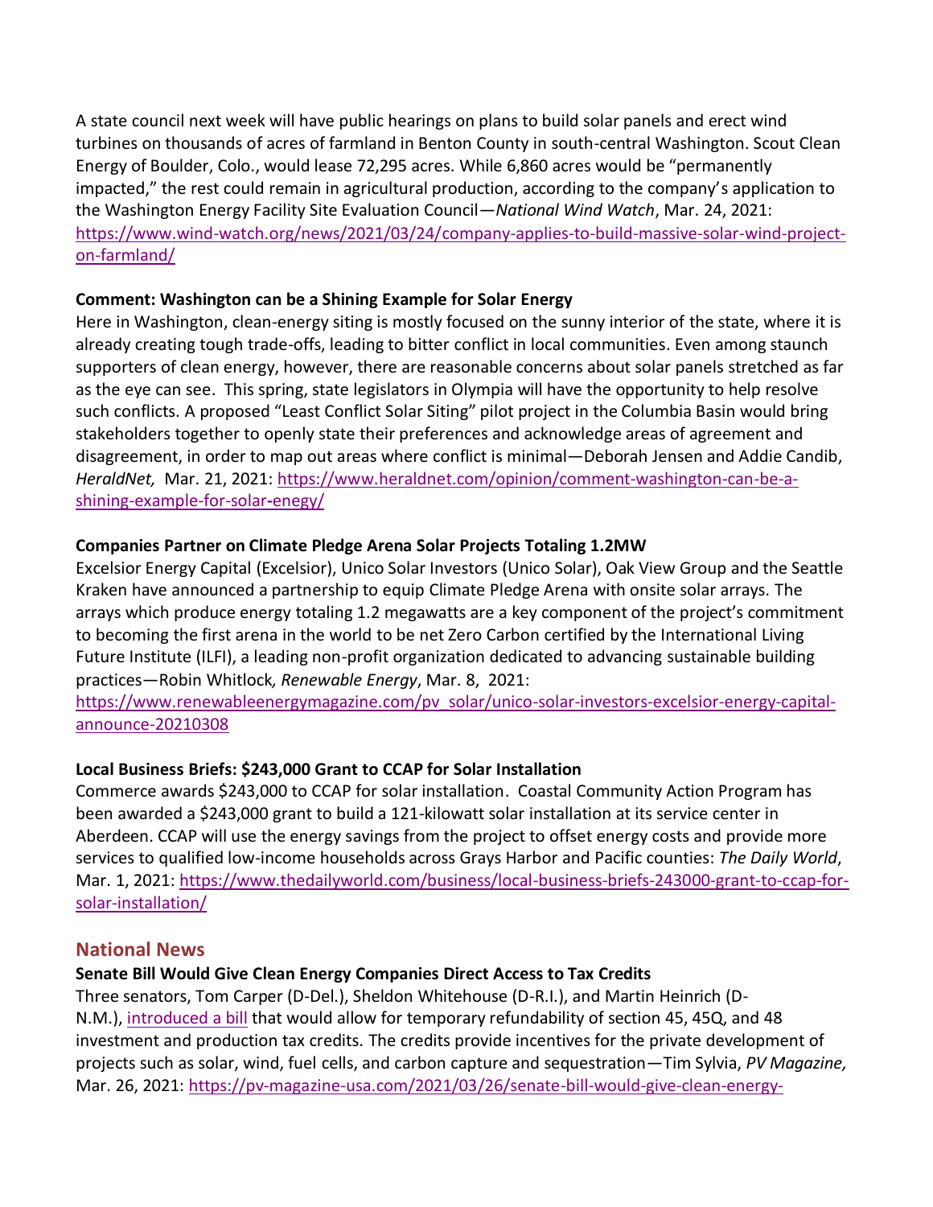A state council next week will have public hearings on plans to build solar panels and erect wind turbines on thousands of acres of farmland in Benton County in south-central Washington. Scout Clean Energy of Boulder, Colo., would lease 72,295 acres. While 6,860 acres would be "permanently impacted," the rest could remain in agricultural production, according to the company's application to the Washington Energy Facility Site Evaluation Council—*National Wind Watch*, Mar. 24, 2021: https://www.wind-watch.org/news/2021/03/24/company-applies-to-build-massive-solar-wind-project-on-farmland/

**Comment: Washington can be a Shining Example for Solar Energy**

Here in Washington, clean-energy siting is mostly focused on the sunny interior of the state, where it is already creating tough trade-offs, leading to bitter conflict in local communities. Even among staunch supporters of clean energy, however, there are reasonable concerns about solar panels stretched as far as the eye can see. This spring, state legislators in Olympia will have the opportunity to help resolve such conflicts. A proposed "Least Conflict Solar Siting" pilot project in the Columbia Basin would bring stakeholders together to openly state their preferences and acknowledge areas of agreement and disagreement, in order to map out areas where conflict is minimal—Deborah Jensen and Addie Candib, *HeraldNet,* Mar. 21, 2021: https://www.heraldnet.com/opinion/comment-washington-can-be-a-shining-example-for-solar-enegy/

**Companies Partner on Climate Pledge Arena Solar Projects Totaling 1.2MW**

Excelsior Energy Capital (Excelsior), Unico Solar Investors (Unico Solar), Oak View Group and the Seattle Kraken have announced a partnership to equip Climate Pledge Arena with onsite solar arrays. The arrays which produce energy totaling 1.2 megawatts are a key component of the project's commitment to becoming the first arena in the world to be net Zero Carbon certified by the International Living Future Institute (ILFI), a leading non-profit organization dedicated to advancing sustainable building practices—Robin Whitlock*, Renewable Energy*, Mar. 8, 2021: https://www.renewableenergymagazine.com/pv_solar/unico-solar-investors-excelsior-energy-capital-announce-20210308

**Local Business Briefs: $243,000 Grant to CCAP for Solar Installation**

Commerce awards $243,000 to CCAP for solar installation. Coastal Community Action Program has been awarded a $243,000 grant to build a 121-kilowatt solar installation at its service center in Aberdeen. CCAP will use the energy savings from the project to offset energy costs and provide more services to qualified low-income households across Grays Harbor and Pacific counties: *The Daily World*, Mar. 1, 2021: https://www.thedailyworld.com/business/local-business-briefs-243000-grant-to-ccap-for-solar-installation/

## National News

**Senate Bill Would Give Clean Energy Companies Direct Access to Tax Credits**

Three senators, Tom Carper (D-Del.), Sheldon Whitehouse (D-R.I.), and Martin Heinrich (D-N.M.), introduced a bill that would allow for temporary refundability of section 45, 45Q, and 48 investment and production tax credits. The credits provide incentives for the private development of projects such as solar, wind, fuel cells, and carbon capture and sequestration—Tim Sylvia, *PV Magazine,* Mar. 26, 2021: https://pv-magazine-usa.com/2021/03/26/senate-bill-would-give-clean-energy-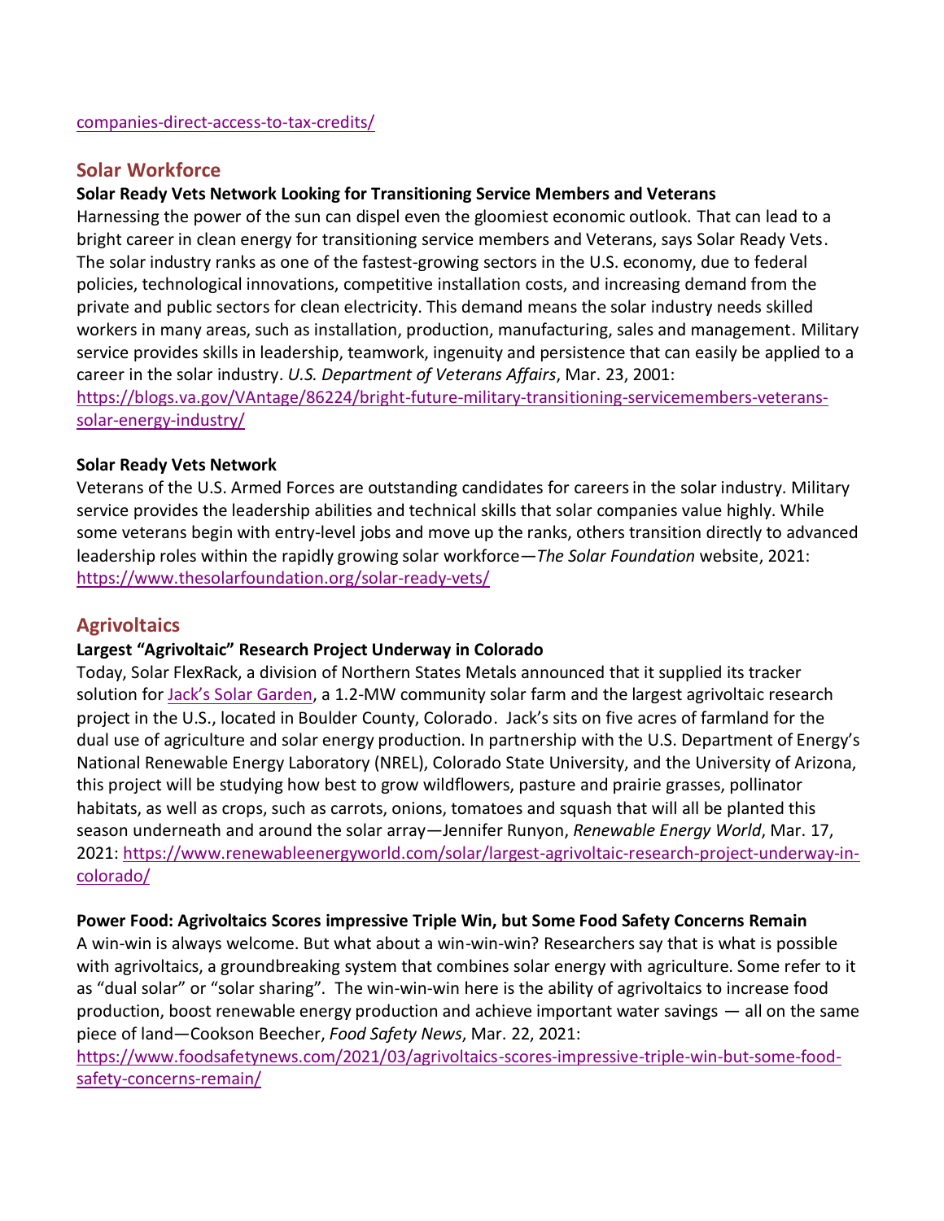companies-direct-access-to-tax-credits/

## Solar Workforce

**Solar Ready Vets Network Looking for Transitioning Service Members and Veterans**

Harnessing the power of the sun can dispel even the gloomiest economic outlook. That can lead to a bright career in clean energy for transitioning service members and Veterans, says Solar Ready Vets. The solar industry ranks as one of the fastest-growing sectors in the U.S. economy, due to federal policies, technological innovations, competitive installation costs, and increasing demand from the private and public sectors for clean electricity. This demand means the solar industry needs skilled workers in many areas, such as installation, production, manufacturing, sales and management. Military service provides skills in leadership, teamwork, ingenuity and persistence that can easily be applied to a career in the solar industry. *U.S. Department of Veterans Affairs*, Mar. 23, 2001: https://blogs.va.gov/VAntage/86224/bright-future-military-transitioning-servicemembers-veterans-solar-energy-industry/

**Solar Ready Vets Network**

Veterans of the U.S. Armed Forces are outstanding candidates for careers in the solar industry. Military service provides the leadership abilities and technical skills that solar companies value highly. While some veterans begin with entry-level jobs and move up the ranks, others transition directly to advanced leadership roles within the rapidly growing solar workforce—*The Solar Foundation* website, 2021: https://www.thesolarfoundation.org/solar-ready-vets/

## Agrivoltaics

**Largest "Agrivoltaic" Research Project Underway in Colorado**

Today, Solar FlexRack, a division of Northern States Metals announced that it supplied its tracker solution for Jack's Solar Garden, a 1.2-MW community solar farm and the largest agrivoltaic research project in the U.S., located in Boulder County, Colorado. Jack's sits on five acres of farmland for the dual use of agriculture and solar energy production. In partnership with the U.S. Department of Energy's National Renewable Energy Laboratory (NREL), Colorado State University, and the University of Arizona, this project will be studying how best to grow wildflowers, pasture and prairie grasses, pollinator habitats, as well as crops, such as carrots, onions, tomatoes and squash that will all be planted this season underneath and around the solar array—Jennifer Runyon, *Renewable Energy World*, Mar. 17, 2021: https://www.renewableenergyworld.com/solar/largest-agrivoltaic-research-project-underway-in-colorado/

**Power Food: Agrivoltaics Scores impressive Triple Win, but Some Food Safety Concerns Remain**

A win-win is always welcome. But what about a win-win-win? Researchers say that is what is possible with agrivoltaics, a groundbreaking system that combines solar energy with agriculture. Some refer to it as "dual solar" or "solar sharing". The win-win-win here is the ability of agrivoltaics to increase food production, boost renewable energy production and achieve important water savings — all on the same piece of land—Cookson Beecher, *Food Safety News*, Mar. 22, 2021: https://www.foodsafetynews.com/2021/03/agrivoltaics-scores-impressive-triple-win-but-some-food-safety-concerns-remain/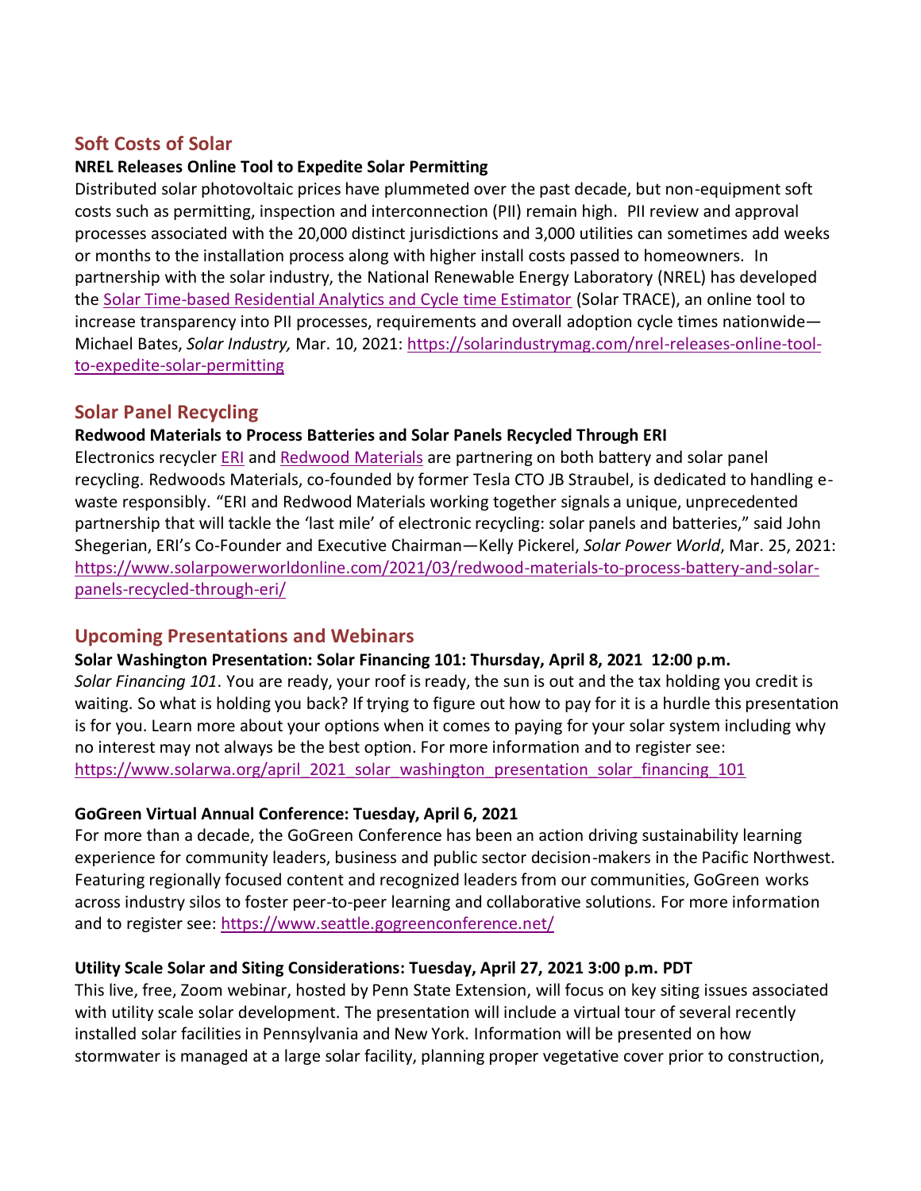## Soft Costs of Solar

**NREL Releases Online Tool to Expedite Solar Permitting**

Distributed solar photovoltaic prices have plummeted over the past decade, but non-equipment soft costs such as permitting, inspection and interconnection (PII) remain high. PII review and approval processes associated with the 20,000 distinct jurisdictions and 3,000 utilities can sometimes add weeks or months to the installation process along with higher install costs passed to homeowners. In partnership with the solar industry, the National Renewable Energy Laboratory (NREL) has developed the Solar Time-based Residential Analytics and Cycle time Estimator (Solar TRACE), an online tool to increase transparency into PII processes, requirements and overall adoption cycle times nationwide—Michael Bates, *Solar Industry,* Mar. 10, 2021: https://solarindustrymag.com/nrel-releases-online-tool-to-expedite-solar-permitting

## Solar Panel Recycling

**Redwood Materials to Process Batteries and Solar Panels Recycled Through ERI**

Electronics recycler ERI and Redwood Materials are partnering on both battery and solar panel recycling. Redwoods Materials, co-founded by former Tesla CTO JB Straubel, is dedicated to handling e-waste responsibly. "ERI and Redwood Materials working together signals a unique, unprecedented partnership that will tackle the 'last mile' of electronic recycling: solar panels and batteries," said John Shegerian, ERI's Co-Founder and Executive Chairman—Kelly Pickerel, *Solar Power World*, Mar. 25, 2021: https://www.solarpowerworldonline.com/2021/03/redwood-materials-to-process-battery-and-solar-panels-recycled-through-eri/

## Upcoming Presentations and Webinars

**Solar Washington Presentation: Solar Financing 101: Thursday, April 8, 2021 12:00 p.m.**

*Solar Financing 101*. You are ready, your roof is ready, the sun is out and the tax holding you credit is waiting. So what is holding you back? If trying to figure out how to pay for it is a hurdle this presentation is for you. Learn more about your options when it comes to paying for your solar system including why no interest may not always be the best option. For more information and to register see: https://www.solarwa.org/april_2021_solar_washington_presentation_solar_financing_101

**GoGreen Virtual Annual Conference: Tuesday, April 6, 2021**

For more than a decade, the GoGreen Conference has been an action driving sustainability learning experience for community leaders, business and public sector decision-makers in the Pacific Northwest. Featuring regionally focused content and recognized leaders from our communities, GoGreen works across industry silos to foster peer-to-peer learning and collaborative solutions. For more information and to register see: https://www.seattle.gogreenconference.net/

**Utility Scale Solar and Siting Considerations: Tuesday, April 27, 2021 3:00 p.m. PDT**

This live, free, Zoom webinar, hosted by Penn State Extension, will focus on key siting issues associated with utility scale solar development. The presentation will include a virtual tour of several recently installed solar facilities in Pennsylvania and New York. Information will be presented on how stormwater is managed at a large solar facility, planning proper vegetative cover prior to construction,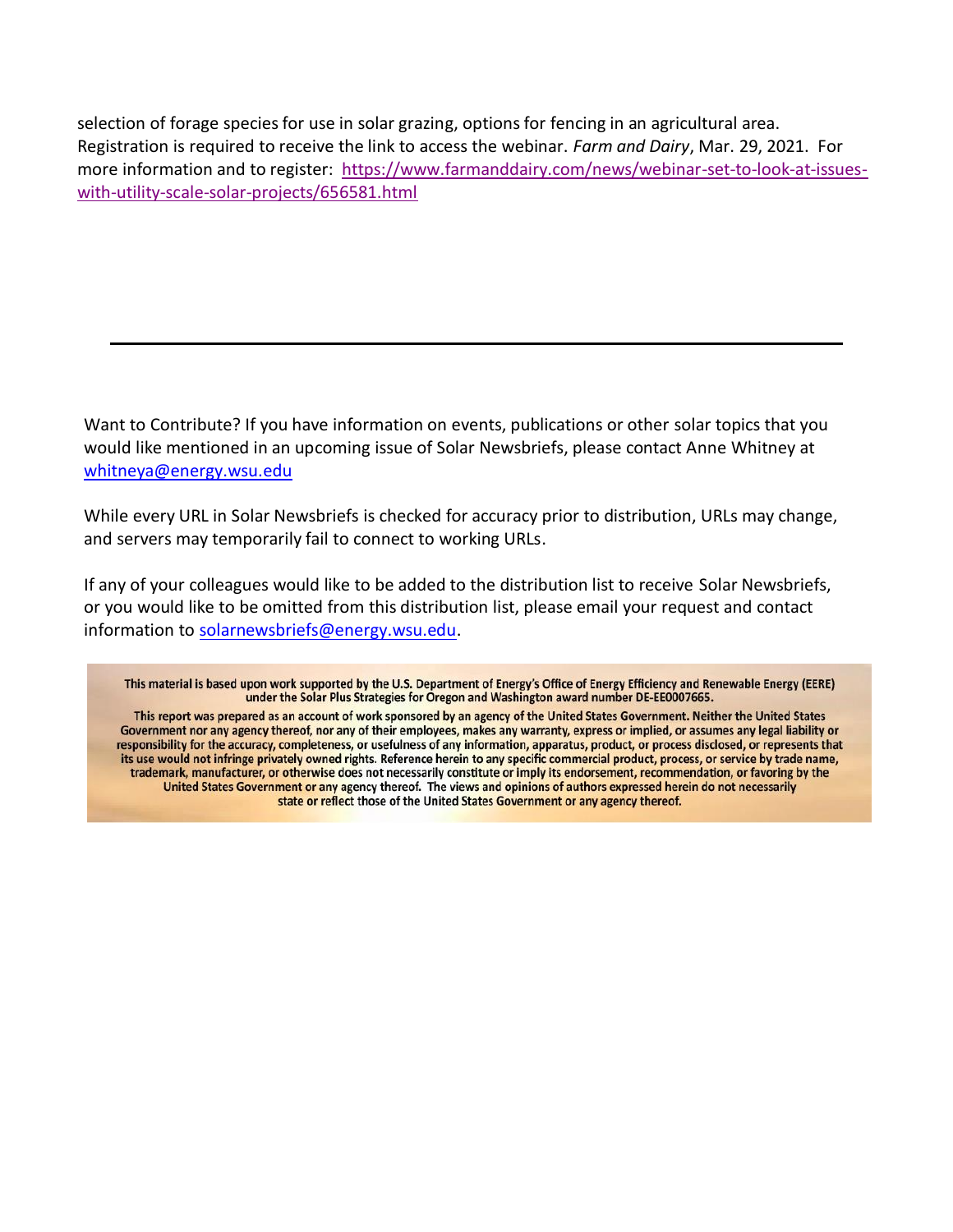selection of forage species for use in solar grazing, options for fencing in an agricultural area. Registration is required to receive the link to access the webinar. *Farm and Dairy*, Mar. 29, 2021. For more information and to register: [https://www.farmanddairy.com/news/webinar-set-to-look-at-issues-with-utility-scale-solar-projects/656581.html](https://www.farmanddairy.com/news/webinar-set-to-look-at-issues-with-utility-scale-solar-projects/656581.html)

---

Want to Contribute? If you have information on events, publications or other solar topics that you would like mentioned in an upcoming issue of Solar Newsbriefs, please contact Anne Whitney at [whitneya@energy.wsu.edu](mailto:whitneya@energy.wsu.edu)

While every URL in Solar Newsbriefs is checked for accuracy prior to distribution, URLs may change, and servers may temporarily fail to connect to working URLs.

If any of your colleagues would like to be added to the distribution list to receive Solar Newsbriefs, or you would like to be omitted from this distribution list, please email your request and contact information to [solarnewsbriefs@energy.wsu.edu](mailto:solarnewsbriefs@energy.wsu.edu).

**This material is based upon work supported by the U.S. Department of Energy's Office of Energy Efficiency and Renewable Energy (EERE) under the Solar Plus Strategies for Oregon and Washington award number DE-EE0007665.**

**This report was prepared as an account of work sponsored by an agency of the United States Government. Neither the United States Government nor any agency thereof, nor any of their employees, makes any warranty, express or implied, or assumes any legal liability or responsibility for the accuracy, completeness, or usefulness of any information, apparatus, product, or process disclosed, or represents that its use would not infringe privately owned rights. Reference herein to any specific commercial product, process, or service by trade name, trademark, manufacturer, or otherwise does not necessarily constitute or imply its endorsement, recommendation, or favoring by the United States Government or any agency thereof. The views and opinions of authors expressed herein do not necessarily state or reflect those of the United States Government or any agency thereof.**